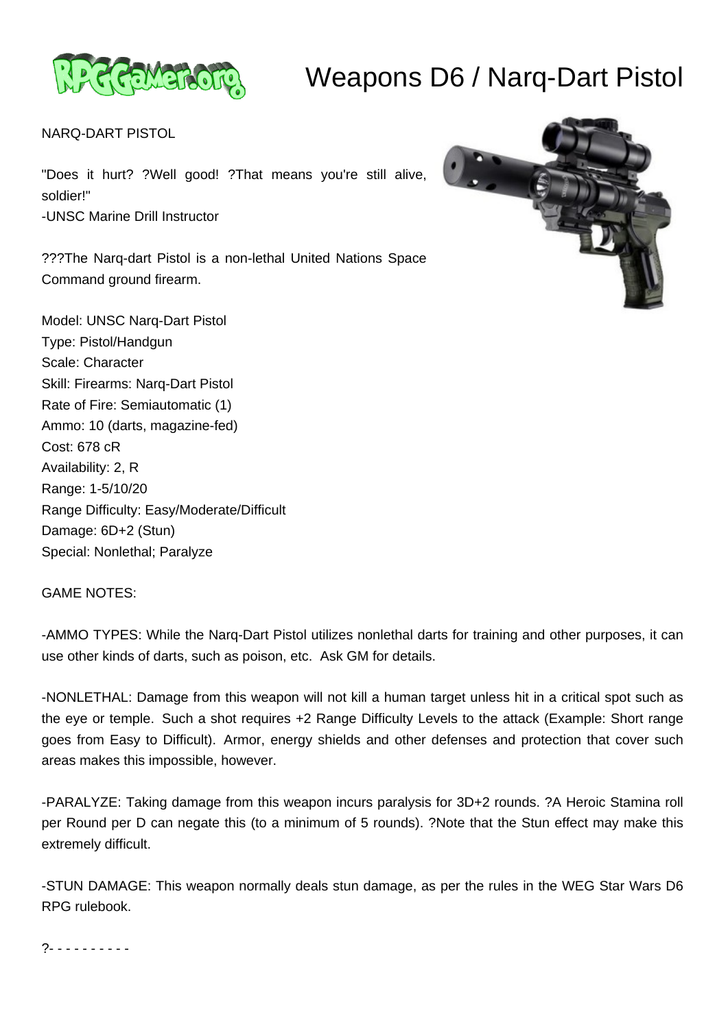# Weapons D6 / Narq-Dart Pistol

NARQ-DART PISTOL

"Does it hurt? ?Well good! ?That means you're still alive, soldier!"
-UNSC Marine Drill Instructor

???The Narq-dart Pistol is a non-lethal United Nations Space Command ground firearm.

Model: UNSC Narq-Dart Pistol
Type: Pistol/Handgun
Scale: Character
Skill: Firearms: Narq-Dart Pistol
Rate of Fire: Semiautomatic (1)
Ammo: 10 (darts, magazine-fed)
Cost: 678 cR
Availability: 2, R
Range: 1-5/10/20
Range Difficulty: Easy/Moderate/Difficult
Damage: 6D+2 (Stun)
Special: Nonlethal; Paralyze

GAME NOTES:

-AMMO TYPES: While the Narq-Dart Pistol utilizes nonlethal darts for training and other purposes, it can use other kinds of darts, such as poison, etc. Ask GM for details.

-NONLETHAL: Damage from this weapon will not kill a human target unless hit in a critical spot such as the eye or temple. Such a shot requires +2 Range Difficulty Levels to the attack (Example: Short range goes from Easy to Difficult). Armor, energy shields and other defenses and protection that cover such areas makes this impossible, however.

-PARALYZE: Taking damage from this weapon incurs paralysis for 3D+2 rounds. ?A Heroic Stamina roll per Round per D can negate this (to a minimum of 5 rounds). ?Note that the Stun effect may make this extremely difficult.

-STUN DAMAGE: This weapon normally deals stun damage, as per the rules in the WEG Star Wars D6 RPG rulebook.

?- - - - - - - - - -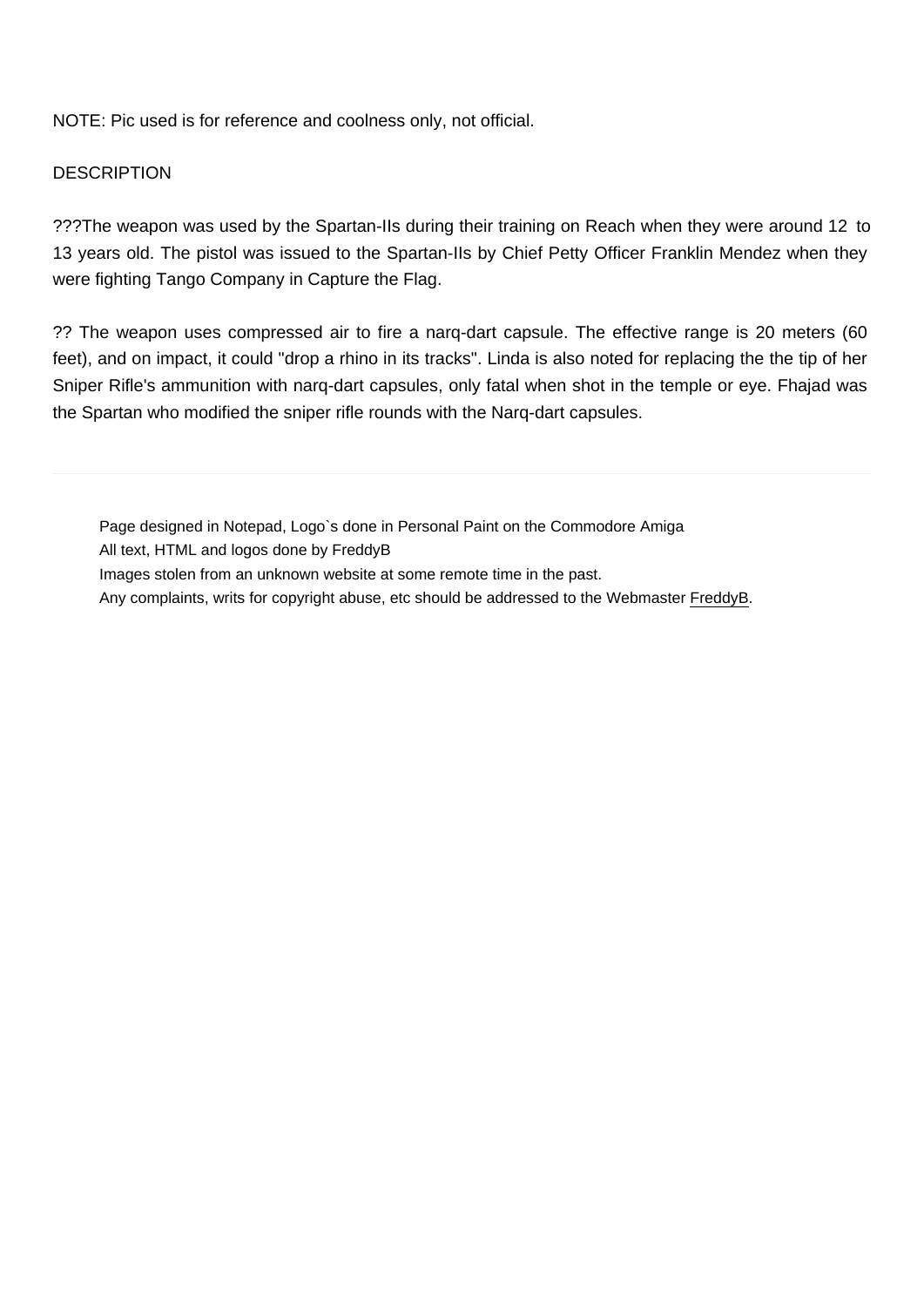NOTE: Pic used is for reference and coolness only, not official.

DESCRIPTION

???The weapon was used by the Spartan-IIs during their training on Reach when they were around 12 to 13 years old. The pistol was issued to the Spartan-IIs by Chief Petty Officer Franklin Mendez when they were fighting Tango Company in Capture the Flag.

?? The weapon uses compressed air to fire a narq-dart capsule. The effective range is 20 meters (60 feet), and on impact, it could "drop a rhino in its tracks". Linda is also noted for replacing the the tip of her Sniper Rifle's ammunition with narq-dart capsules, only fatal when shot in the temple or eye. Fhajad was the Spartan who modified the sniper rifle rounds with the Narq-dart capsules.

---

Page designed in Notepad, Logo`s done in Personal Paint on the Commodore Amiga
All text, HTML and logos done by FreddyB
Images stolen from an unknown website at some remote time in the past.
Any complaints, writs for copyright abuse, etc should be addressed to the Webmaster FreddyB.